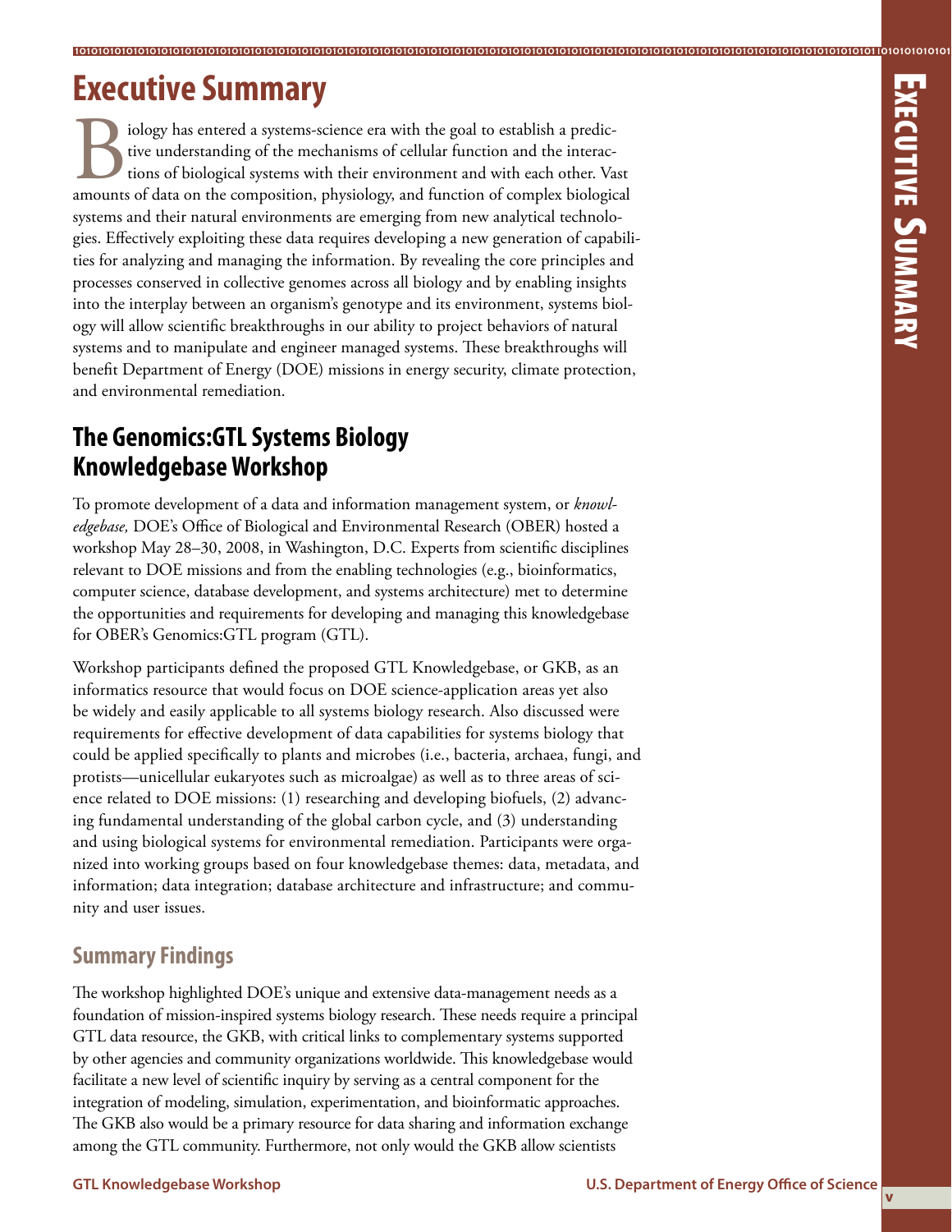# Executive Summary

Biology has entered a systems-science era with the goal to establish a predictive understanding of the mechanisms of cellular function and the interactions of biological systems with their environment and with each other. Vast amounts of data on the composition, physiology, and function of complex biological systems and their natural environments are emerging from new analytical technologies. Effectively exploiting these data requires developing a new generation of capabilities for analyzing and managing the information. By revealing the core principles and processes conserved in collective genomes across all biology and by enabling insights into the interplay between an organism's genotype and its environment, systems biology will allow scientific breakthroughs in our ability to project behaviors of natural systems and to manipulate and engineer managed systems. These breakthroughs will benefit Department of Energy (DOE) missions in energy security, climate protection, and environmental remediation.

## The Genomics:GTL Systems Biology Knowledgebase Workshop

To promote development of a data and information management system, or *knowledgebase,* DOE's Office of Biological and Environmental Research (OBER) hosted a workshop May 28–30, 2008, in Washington, D.C. Experts from scientific disciplines relevant to DOE missions and from the enabling technologies (e.g., bioinformatics, computer science, database development, and systems architecture) met to determine the opportunities and requirements for developing and managing this knowledgebase for OBER's Genomics:GTL program (GTL).

Workshop participants defined the proposed GTL Knowledgebase, or GKB, as an informatics resource that would focus on DOE science-application areas yet also be widely and easily applicable to all systems biology research. Also discussed were requirements for effective development of data capabilities for systems biology that could be applied specifically to plants and microbes (i.e., bacteria, archaea, fungi, and protists—unicellular eukaryotes such as microalgae) as well as to three areas of science related to DOE missions: (1) researching and developing biofuels, (2) advancing fundamental understanding of the global carbon cycle, and (3) understanding and using biological systems for environmental remediation. Participants were organized into working groups based on four knowledgebase themes: data, metadata, and information; data integration; database architecture and infrastructure; and community and user issues.

### Summary Findings

The workshop highlighted DOE's unique and extensive data-management needs as a foundation of mission-inspired systems biology research. These needs require a principal GTL data resource, the GKB, with critical links to complementary systems supported by other agencies and community organizations worldwide. This knowledgebase would facilitate a new level of scientific inquiry by serving as a central component for the integration of modeling, simulation, experimentation, and bioinformatic approaches. The GKB also would be a primary resource for data sharing and information exchange among the GTL community. Furthermore, not only would the GKB allow scientists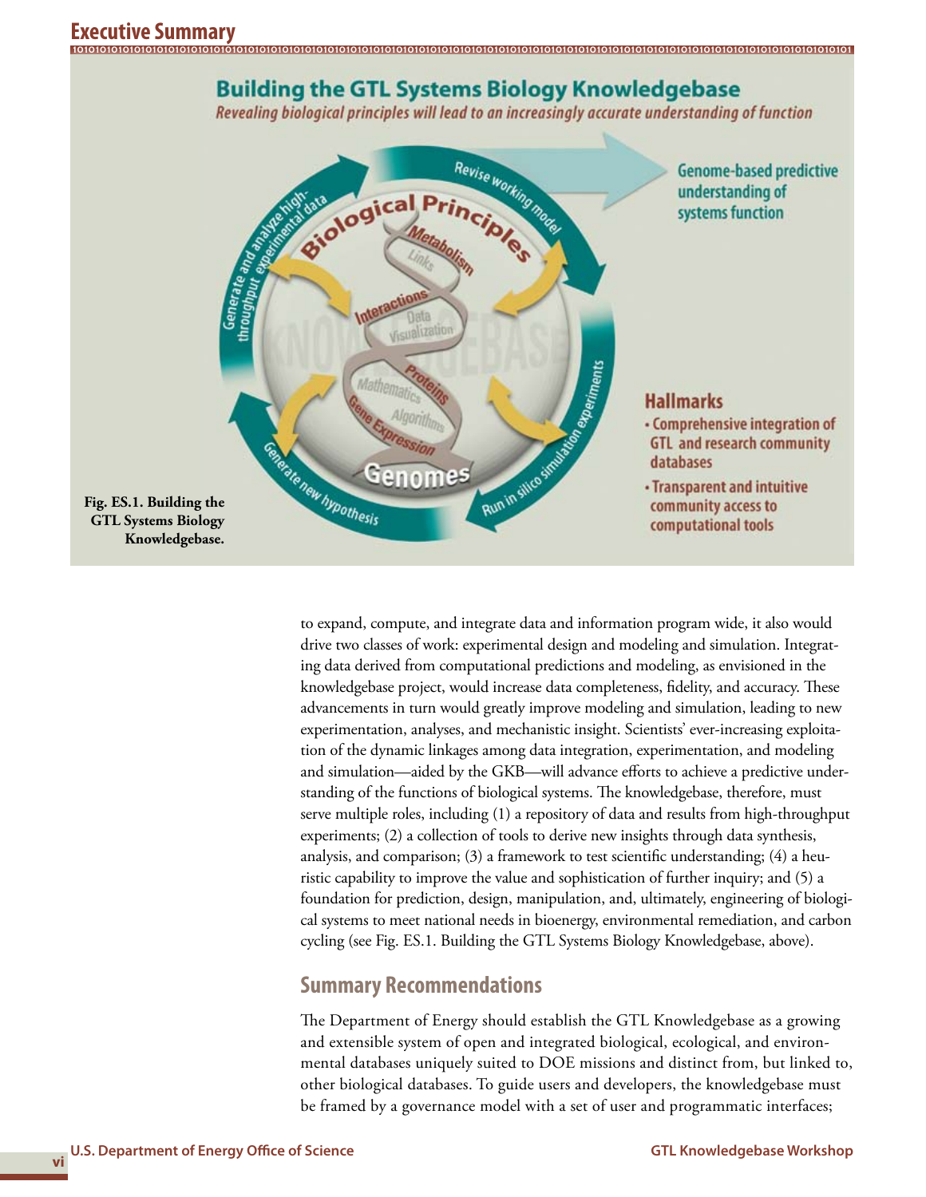## Building the GTL Systems Biology Knowledgebase

*Revealing biological principles will lead to an increasingly accurate understanding of function*

Genome-based predictive understanding of systems function

**Hallmarks**

- Comprehensive integration of GTL and research community databases
- Transparent and intuitive community access to computational tools

**Fig. ES.1. Building the GTL Systems Biology Knowledgebase.**

to expand, compute, and integrate data and information program wide, it also would drive two classes of work: experimental design and modeling and simulation. Integrating data derived from computational predictions and modeling, as envisioned in the knowledgebase project, would increase data completeness, fidelity, and accuracy. These advancements in turn would greatly improve modeling and simulation, leading to new experimentation, analyses, and mechanistic insight. Scientists' ever-increasing exploitation of the dynamic linkages among data integration, experimentation, and modeling and simulation—aided by the GKB—will advance efforts to achieve a predictive understanding of the functions of biological systems. The knowledgebase, therefore, must serve multiple roles, including (1) a repository of data and results from high-throughput experiments; (2) a collection of tools to derive new insights through data synthesis, analysis, and comparison; (3) a framework to test scientific understanding; (4) a heuristic capability to improve the value and sophistication of further inquiry; and (5) a foundation for prediction, design, manipulation, and, ultimately, engineering of biological systems to meet national needs in bioenergy, environmental remediation, and carbon cycling (see Fig. ES.1. Building the GTL Systems Biology Knowledgebase, above).

## Summary Recommendations

The Department of Energy should establish the GTL Knowledgebase as a growing and extensible system of open and integrated biological, ecological, and environmental databases uniquely suited to DOE missions and distinct from, but linked to, other biological databases. To guide users and developers, the knowledgebase must be framed by a governance model with a set of user and programmatic interfaces;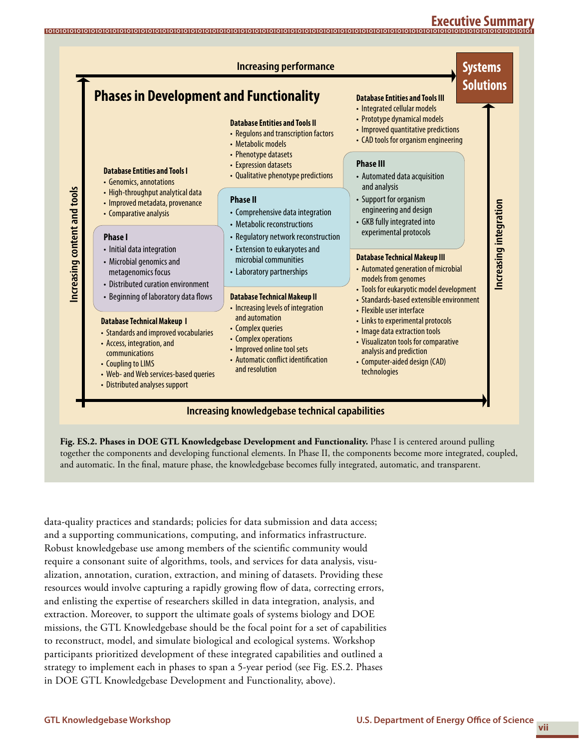## Phases in Development and Functionality

**Increasing performance** → **Systems Solutions**

**Increasing content and tools** ↑ | **Increasing integration** ↑ | **Increasing knowledgebase technical capabilities** →

**Database Entities and Tools I**
- Genomics, annotations
- High-throughput analytical data
- Improved metadata, provenance
- Comparative analysis

**Phase I**
- Initial data integration
- Microbial genomics and metagenomics focus
- Distributed curation environment
- Beginning of laboratory data flows

**Database Technical Makeup I**
- Standards and improved vocabularies
- Access, integration, and communications
- Coupling to LIMS
- Web- and Web services-based queries
- Distributed analyses support

**Database Entities and Tools II**
- Regulons and transcription factors
- Metabolic models
- Phenotype datasets
- Expression datasets
- Qualitative phenotype predictions

**Phase II**
- Comprehensive data integration
- Metabolic reconstructions
- Regulatory network reconstruction
- Extension to eukaryotes and microbial communities
- Laboratory partnerships

**Database Technical Makeup II**
- Increasing levels of integration and automation
- Complex queries
- Complex operations
- Improved online tool sets
- Automatic conflict identification and resolution

**Database Entities and Tools III**
- Integrated cellular models
- Prototype dynamical models
- Improved quantitative predictions
- CAD tools for organism engineering

**Phase III**
- Automated data acquisition and analysis
- Support for organism engineering and design
- GKB fully integrated into experimental protocols

**Database Technical Makeup III**
- Automated generation of microbial models from genomes
- Tools for eukaryotic model development
- Standards-based extensible environment
- Flexible user interface
- Links to experimental protocols
- Image data extraction tools
- Visualizaton tools for comparative analysis and prediction
- Computer-aided design (CAD) technologies

**Fig. ES.2. Phases in DOE GTL Knowledgebase Development and Functionality.** Phase I is centered around pulling together the components and developing functional elements. In Phase II, the components become more integrated, coupled, and automatic. In the final, mature phase, the knowledgebase becomes fully integrated, automatic, and transparent.

data-quality practices and standards; policies for data submission and data access; and a supporting communications, computing, and informatics infrastructure. Robust knowledgebase use among members of the scientific community would require a consonant suite of algorithms, tools, and services for data analysis, visualization, annotation, curation, extraction, and mining of datasets. Providing these resources would involve capturing a rapidly growing flow of data, correcting errors, and enlisting the expertise of researchers skilled in data integration, analysis, and extraction. Moreover, to support the ultimate goals of systems biology and DOE missions, the GTL Knowledgebase should be the focal point for a set of capabilities to reconstruct, model, and simulate biological and ecological systems. Workshop participants prioritized development of these integrated capabilities and outlined a strategy to implement each in phases to span a 5-year period (see Fig. ES.2. Phases in DOE GTL Knowledgebase Development and Functionality, above).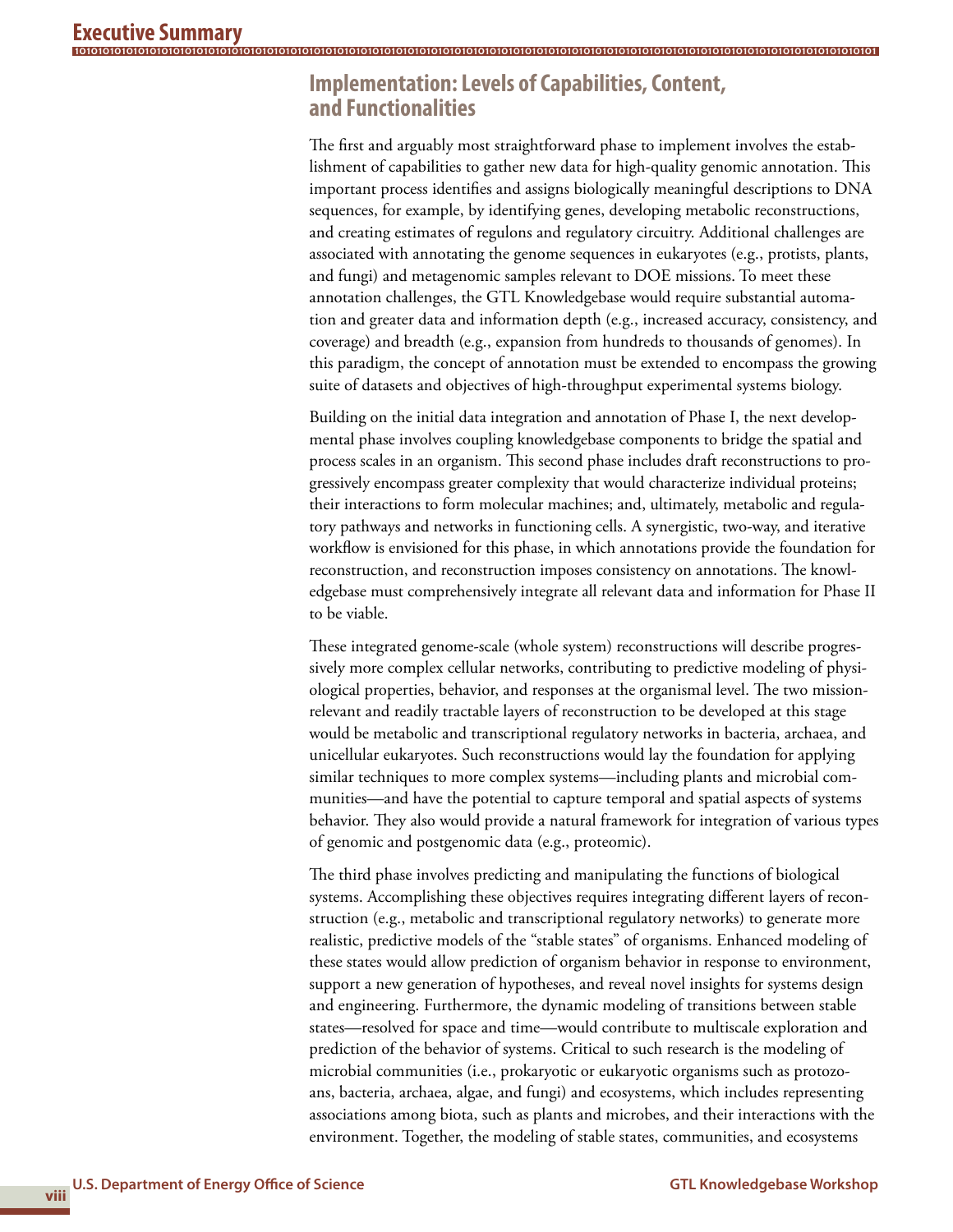## Implementation: Levels of Capabilities, Content, and Functionalities

The first and arguably most straightforward phase to implement involves the establishment of capabilities to gather new data for high-quality genomic annotation. This important process identifies and assigns biologically meaningful descriptions to DNA sequences, for example, by identifying genes, developing metabolic reconstructions, and creating estimates of regulons and regulatory circuitry. Additional challenges are associated with annotating the genome sequences in eukaryotes (e.g., protists, plants, and fungi) and metagenomic samples relevant to DOE missions. To meet these annotation challenges, the GTL Knowledgebase would require substantial automation and greater data and information depth (e.g., increased accuracy, consistency, and coverage) and breadth (e.g., expansion from hundreds to thousands of genomes). In this paradigm, the concept of annotation must be extended to encompass the growing suite of datasets and objectives of high-throughput experimental systems biology.

Building on the initial data integration and annotation of Phase I, the next developmental phase involves coupling knowledgebase components to bridge the spatial and process scales in an organism. This second phase includes draft reconstructions to progressively encompass greater complexity that would characterize individual proteins; their interactions to form molecular machines; and, ultimately, metabolic and regulatory pathways and networks in functioning cells. A synergistic, two-way, and iterative workflow is envisioned for this phase, in which annotations provide the foundation for reconstruction, and reconstruction imposes consistency on annotations. The knowledgebase must comprehensively integrate all relevant data and information for Phase II to be viable.

These integrated genome-scale (whole system) reconstructions will describe progressively more complex cellular networks, contributing to predictive modeling of physiological properties, behavior, and responses at the organismal level. The two mission-relevant and readily tractable layers of reconstruction to be developed at this stage would be metabolic and transcriptional regulatory networks in bacteria, archaea, and unicellular eukaryotes. Such reconstructions would lay the foundation for applying similar techniques to more complex systems—including plants and microbial communities—and have the potential to capture temporal and spatial aspects of systems behavior. They also would provide a natural framework for integration of various types of genomic and postgenomic data (e.g., proteomic).

The third phase involves predicting and manipulating the functions of biological systems. Accomplishing these objectives requires integrating different layers of reconstruction (e.g., metabolic and transcriptional regulatory networks) to generate more realistic, predictive models of the "stable states" of organisms. Enhanced modeling of these states would allow prediction of organism behavior in response to environment, support a new generation of hypotheses, and reveal novel insights for systems design and engineering. Furthermore, the dynamic modeling of transitions between stable states—resolved for space and time—would contribute to multiscale exploration and prediction of the behavior of systems. Critical to such research is the modeling of microbial communities (i.e., prokaryotic or eukaryotic organisms such as protozoans, bacteria, archaea, algae, and fungi) and ecosystems, which includes representing associations among biota, such as plants and microbes, and their interactions with the environment. Together, the modeling of stable states, communities, and ecosystems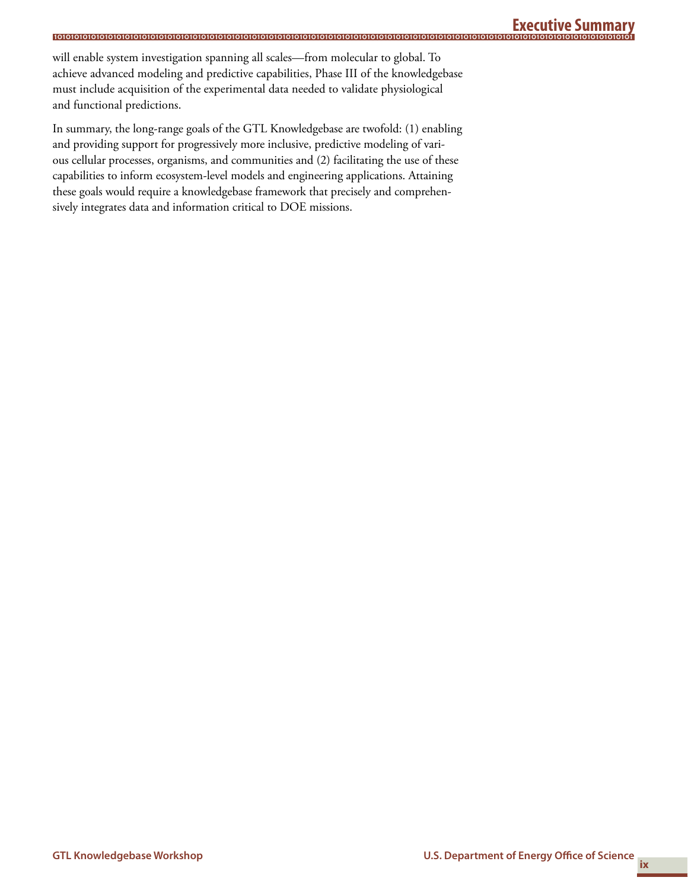will enable system investigation spanning all scales—from molecular to global. To achieve advanced modeling and predictive capabilities, Phase III of the knowledgebase must include acquisition of the experimental data needed to validate physiological and functional predictions.

In summary, the long-range goals of the GTL Knowledgebase are twofold: (1) enabling and providing support for progressively more inclusive, predictive modeling of various cellular processes, organisms, and communities and (2) facilitating the use of these capabilities to inform ecosystem-level models and engineering applications. Attaining these goals would require a knowledgebase framework that precisely and comprehensively integrates data and information critical to DOE missions.